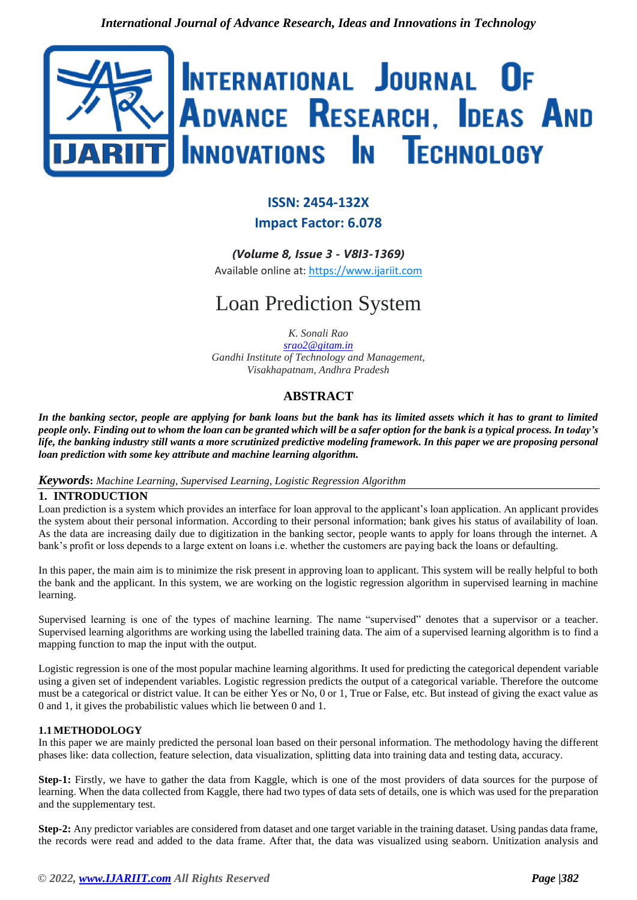ISSN: 2454-132X

Impact Factor: 6.078

*(Volume 8, Issue 3 - V8I3-1369)*

Available online at: https://www.ijariit.com

# Loan Prediction System

*K. Sonali Rao*
*srao2@gitam.in*
*Gandhi Institute of Technology and Management, Visakhapatnam, Andhra Pradesh*

## ABSTRACT

***In the banking sector, people are applying for bank loans but the bank has its limited assets which it has to grant to limited people only. Finding out to whom the loan can be granted which will be a safer option for the bank is a typical process. In today's life, the banking industry still wants a more scrutinized predictive modeling framework. In this paper we are proposing personal loan prediction with some key attribute and machine learning algorithm.***

***Keywords**: Machine Learning, Supervised Learning, Logistic Regression Algorithm*

## 1. INTRODUCTION

Loan prediction is a system which provides an interface for loan approval to the applicant's loan application. An applicant provides the system about their personal information. According to their personal information; bank gives his status of availability of loan. As the data are increasing daily due to digitization in the banking sector, people wants to apply for loans through the internet. A bank's profit or loss depends to a large extent on loans i.e. whether the customers are paying back the loans or defaulting.

In this paper, the main aim is to minimize the risk present in approving loan to applicant. This system will be really helpful to both the bank and the applicant. In this system, we are working on the logistic regression algorithm in supervised learning in machine learning.

Supervised learning is one of the types of machine learning. The name "supervised" denotes that a supervisor or a teacher. Supervised learning algorithms are working using the labelled training data. The aim of a supervised learning algorithm is to find a mapping function to map the input with the output.

Logistic regression is one of the most popular machine learning algorithms. It used for predicting the categorical dependent variable using a given set of independent variables. Logistic regression predicts the output of a categorical variable. Therefore the outcome must be a categorical or district value. It can be either Yes or No, 0 or 1, True or False, etc. But instead of giving the exact value as 0 and 1, it gives the probabilistic values which lie between 0 and 1.

### 1.1 METHODOLOGY

In this paper we are mainly predicted the personal loan based on their personal information. The methodology having the different phases like: data collection, feature selection, data visualization, splitting data into training data and testing data, accuracy.

**Step-1:** Firstly, we have to gather the data from Kaggle, which is one of the most providers of data sources for the purpose of learning. When the data collected from Kaggle, there had two types of data sets of details, one is which was used for the preparation and the supplementary test.

**Step-2:** Any predictor variables are considered from dataset and one target variable in the training dataset. Using pandas data frame, the records were read and added to the data frame. After that, the data was visualized using seaborn. Unitization analysis and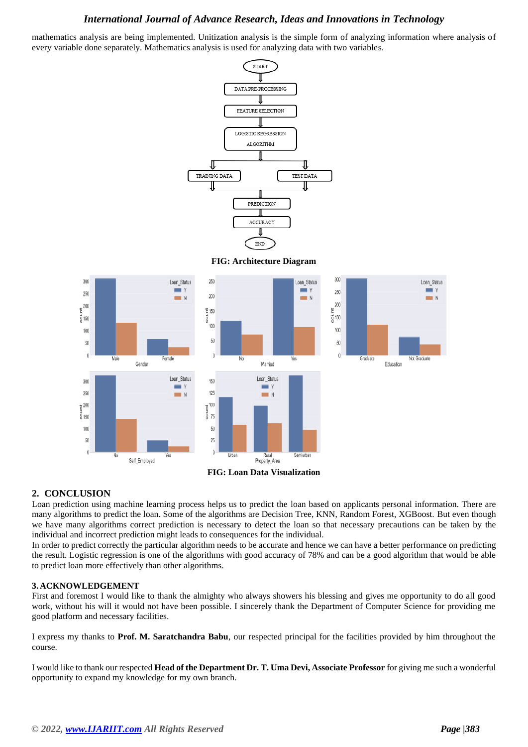mathematics analysis are being implemented. Unitization analysis is the simple form of analyzing information where analysis of every variable done separately. Mathematics analysis is used for analyzing data with two variables.

**FIG: Architecture Diagram**

**FIG: Loan Data Visualization**

## 2. CONCLUSION

Loan prediction using machine learning process helps us to predict the loan based on applicants personal information. There are many algorithms to predict the loan. Some of the algorithms are Decision Tree, KNN, Random Forest, XGBoost. But even though we have many algorithms correct prediction is necessary to detect the loan so that necessary precautions can be taken by the individual and incorrect prediction might leads to consequences for the individual.

In order to predict correctly the particular algorithm needs to be accurate and hence we can have a better performance on predicting the result. Logistic regression is one of the algorithms with good accuracy of 78% and can be a good algorithm that would be able to predict loan more effectively than other algorithms.

## 3. ACKNOWLEDGEMENT

First and foremost I would like to thank the almighty who always showers his blessing and gives me opportunity to do all good work, without his will it would not have been possible. I sincerely thank the Department of Computer Science for providing me good platform and necessary facilities.

I express my thanks to **Prof. M. Saratchandra Babu**, our respected principal for the facilities provided by him throughout the course.

I would like to thank our respected **Head of the Department Dr. T. Uma Devi, Associate Professor** for giving me such a wonderful opportunity to expand my knowledge for my own branch.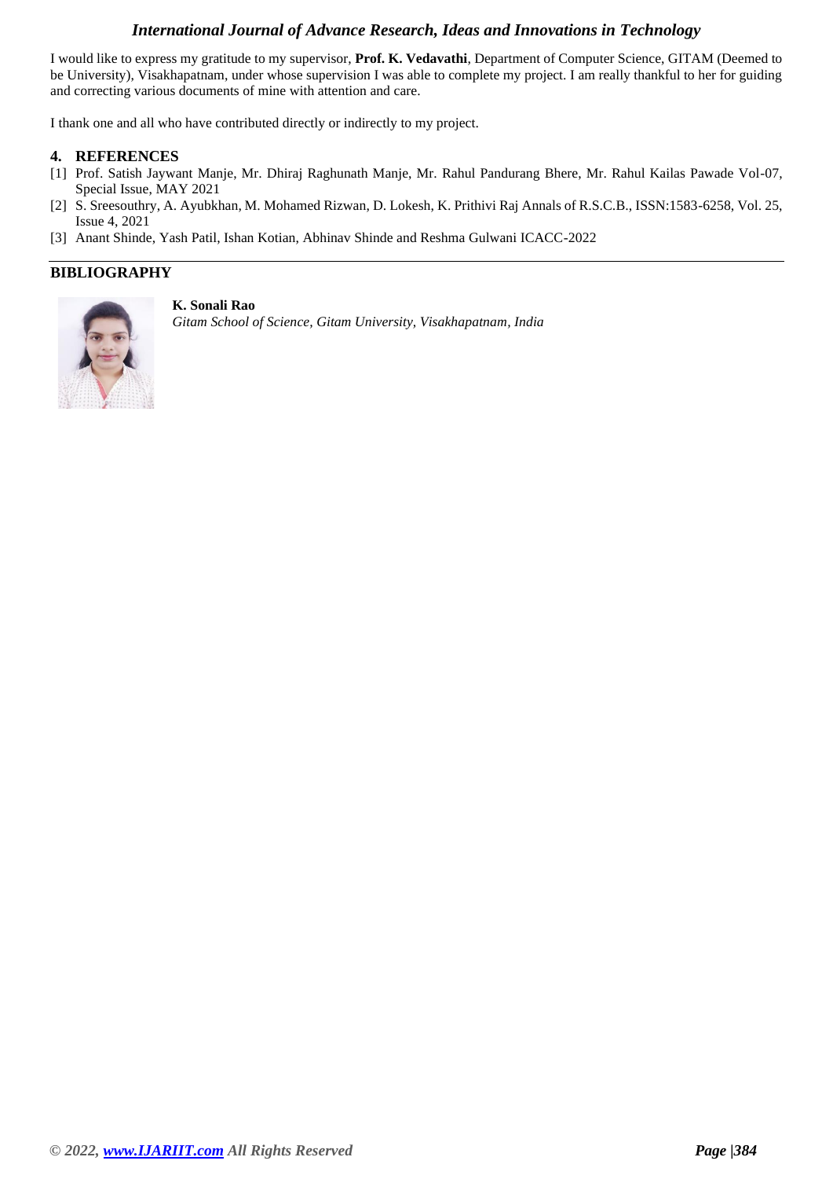I would like to express my gratitude to my supervisor, **Prof. K. Vedavathi**, Department of Computer Science, GITAM (Deemed to be University), Visakhapatnam, under whose supervision I was able to complete my project. I am really thankful to her for guiding and correcting various documents of mine with attention and care.

I thank one and all who have contributed directly or indirectly to my project.

## 4. REFERENCES

[1] Prof. Satish Jaywant Manje, Mr. Dhiraj Raghunath Manje, Mr. Rahul Pandurang Bhere, Mr. Rahul Kailas Pawade Vol-07, Special Issue, MAY 2021

[2] S. Sreesouthry, A. Ayubkhan, M. Mohamed Rizwan, D. Lokesh, K. Prithivi Raj Annals of R.S.C.B., ISSN:1583-6258, Vol. 25, Issue 4, 2021

[3] Anant Shinde, Yash Patil, Ishan Kotian, Abhinav Shinde and Reshma Gulwani ICACC-2022

## BIBLIOGRAPHY

**K. Sonali Rao**
*Gitam School of Science, Gitam University, Visakhapatnam, India*